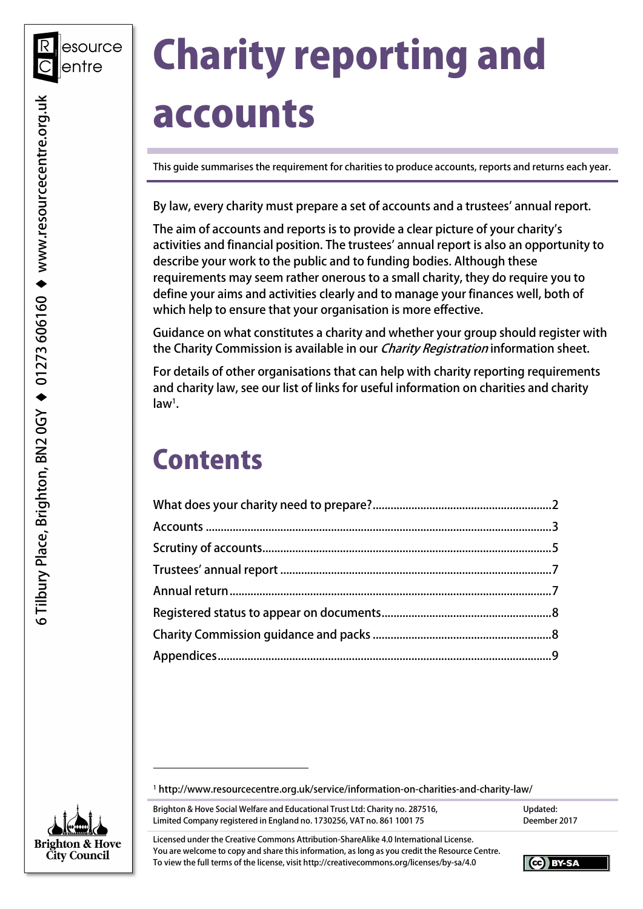# Charity reporting and accounts

This guide summarises the requirement for charities to produce accounts, reports and returns each year.

By law, every charity must prepare a set of accounts and a trustees' annual report.

The aim of accounts and reports is to provide a clear picture of your charity's activities and financial position. The trustees' annual report is also an opportunity to describe your work to the public and to funding bodies. Although these requirements may seem rather onerous to a small charity, they do require you to define your aims and activities clearly and to manage your finances well, both of which help to ensure that your organisation is more effective.

Guidance on what constitutes a charity and whether your group should register with the Charity Commission is available in our *Charity Registration* information sheet.

For details of other organisations that can help with charity reporting requirements and charity law, see our list of links for useful information on charities and charity law[1].

## Contents

What does your charity need to prepare?.....2
Accounts.....3
Scrutiny of accounts.....5
Trustees' annual report.....7
Annual return.....7
Registered status to appear on documents.....8
Charity Commission guidance and packs.....8
Appendices.....9

[1] http://www.resourcecentre.org.uk/service/information-on-charities-and-charity-law/

Brighton & Hove Social Welfare and Educational Trust Ltd: Charity no. 287516, Limited Company registered in England no. 1730256, VAT no. 861 1001 75

Updated: Deember 2017

Licensed under the Creative Commons Attribution-ShareAlike 4.0 International License. You are welcome to copy and share this information, as long as you credit the Resource Centre. To view the full terms of the license, visit http://creativecommons.org/licenses/by-sa/4.0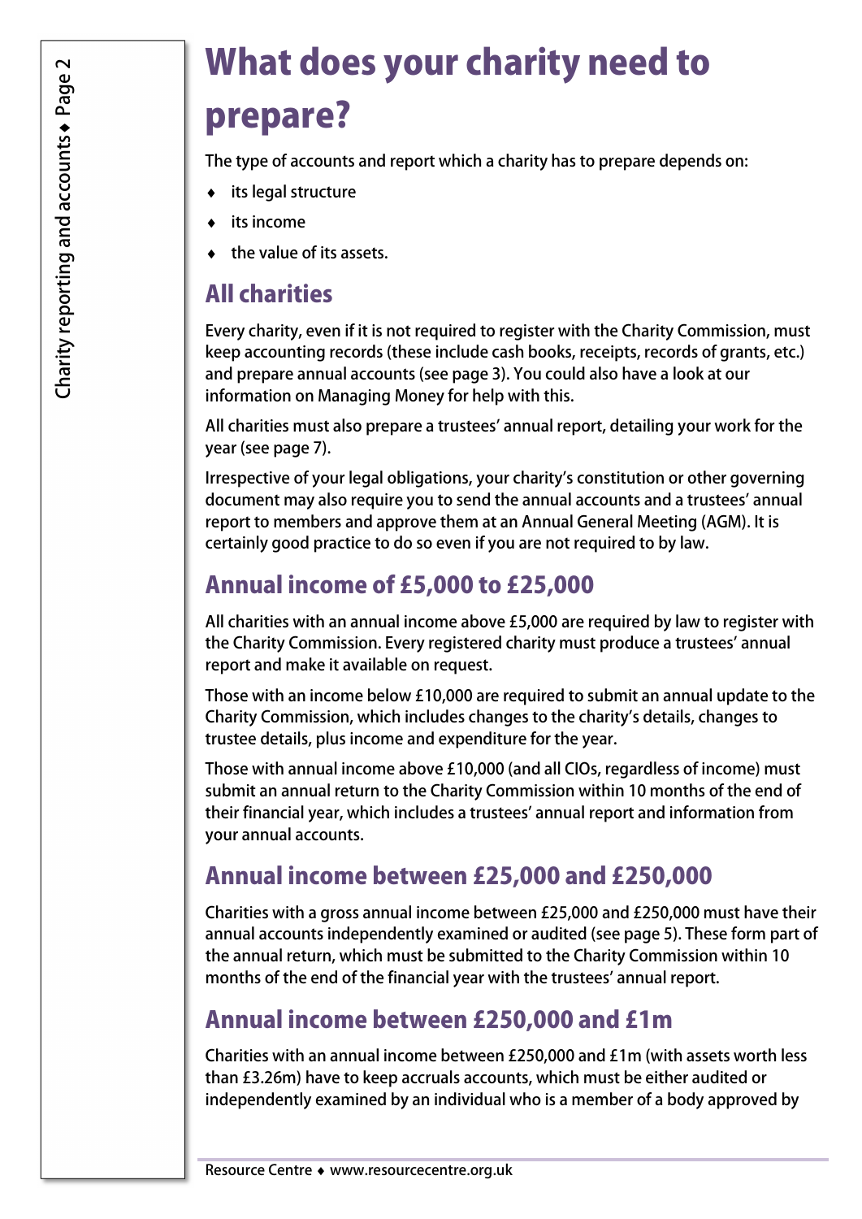# What does your charity need to prepare?

The type of accounts and report which a charity has to prepare depends on:

- its legal structure
- its income
- the value of its assets.

## All charities

Every charity, even if it is not required to register with the Charity Commission, must keep accounting records (these include cash books, receipts, records of grants, etc.) and prepare annual accounts (see page 3). You could also have a look at our information on Managing Money for help with this.

All charities must also prepare a trustees' annual report, detailing your work for the year (see page 7).

Irrespective of your legal obligations, your charity's constitution or other governing document may also require you to send the annual accounts and a trustees' annual report to members and approve them at an Annual General Meeting (AGM). It is certainly good practice to do so even if you are not required to by law.

## Annual income of £5,000 to £25,000

All charities with an annual income above £5,000 are required by law to register with the Charity Commission. Every registered charity must produce a trustees' annual report and make it available on request.

Those with an income below £10,000 are required to submit an annual update to the Charity Commission, which includes changes to the charity's details, changes to trustee details, plus income and expenditure for the year.

Those with annual income above £10,000 (and all CIOs, regardless of income) must submit an annual return to the Charity Commission within 10 months of the end of their financial year, which includes a trustees' annual report and information from your annual accounts.

## Annual income between £25,000 and £250,000

Charities with a gross annual income between £25,000 and £250,000 must have their annual accounts independently examined or audited (see page 5). These form part of the annual return, which must be submitted to the Charity Commission within 10 months of the end of the financial year with the trustees' annual report.

## Annual income between £250,000 and £1m

Charities with an annual income between £250,000 and £1m (with assets worth less than £3.26m) have to keep accruals accounts, which must be either audited or independently examined by an individual who is a member of a body approved by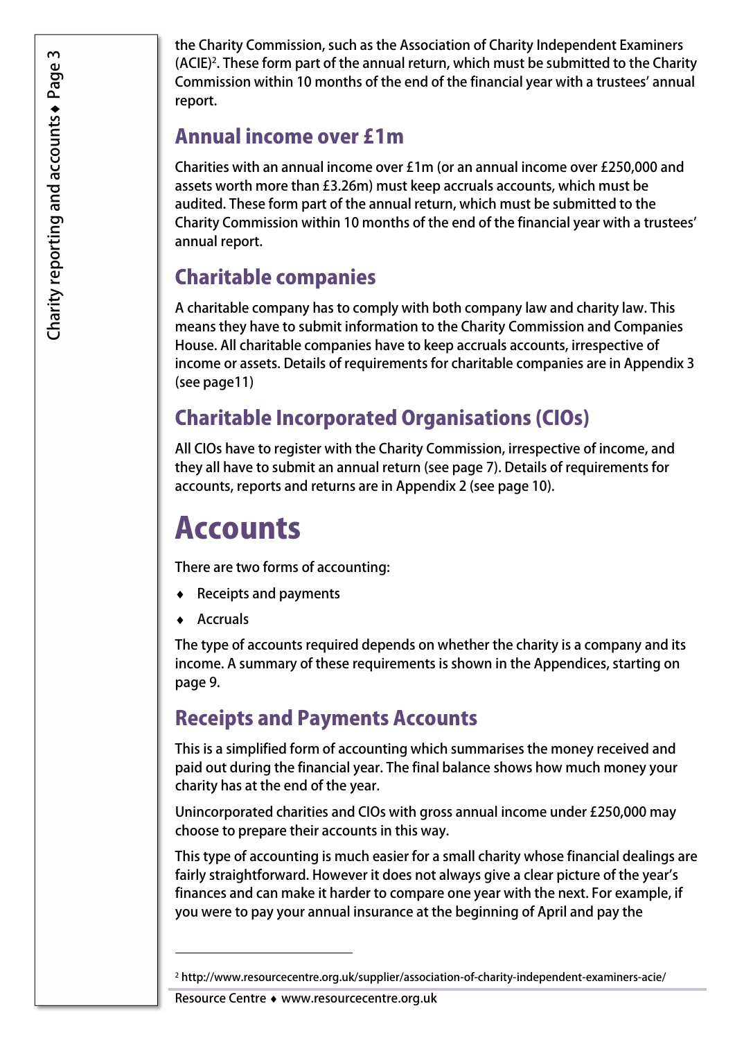the Charity Commission, such as the Association of Charity Independent Examiners (ACIE)[2]. These form part of the annual return, which must be submitted to the Charity Commission within 10 months of the end of the financial year with a trustees' annual report.

## Annual income over £1m

Charities with an annual income over £1m (or an annual income over £250,000 and assets worth more than £3.26m) must keep accruals accounts, which must be audited. These form part of the annual return, which must be submitted to the Charity Commission within 10 months of the end of the financial year with a trustees' annual report.

## Charitable companies

A charitable company has to comply with both company law and charity law. This means they have to submit information to the Charity Commission and Companies House. All charitable companies have to keep accruals accounts, irrespective of income or assets. Details of requirements for charitable companies are in Appendix 3 (see page11)

## Charitable Incorporated Organisations (CIOs)

All CIOs have to register with the Charity Commission, irrespective of income, and they all have to submit an annual return (see page 7). Details of requirements for accounts, reports and returns are in Appendix 2 (see page 10).

# Accounts

There are two forms of accounting:

- Receipts and payments
- Accruals

The type of accounts required depends on whether the charity is a company and its income. A summary of these requirements is shown in the Appendices, starting on page 9.

## Receipts and Payments Accounts

This is a simplified form of accounting which summarises the money received and paid out during the financial year. The final balance shows how much money your charity has at the end of the year.

Unincorporated charities and CIOs with gross annual income under £250,000 may choose to prepare their accounts in this way.

This type of accounting is much easier for a small charity whose financial dealings are fairly straightforward. However it does not always give a clear picture of the year's finances and can make it harder to compare one year with the next. For example, if you were to pay your annual insurance at the beginning of April and pay the

---

[2] http://www.resourcecentre.org.uk/supplier/association-of-charity-independent-examiners-acie/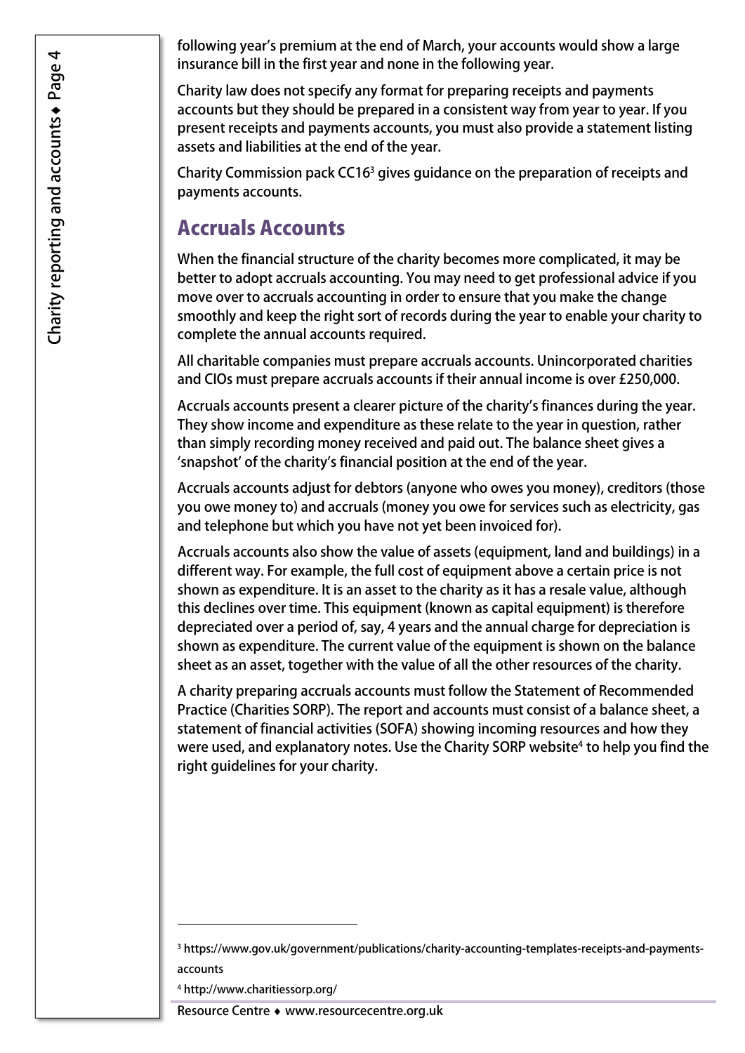following year's premium at the end of March, your accounts would show a large insurance bill in the first year and none in the following year.

Charity law does not specify any format for preparing receipts and payments accounts but they should be prepared in a consistent way from year to year. If you present receipts and payments accounts, you must also provide a statement listing assets and liabilities at the end of the year.

Charity Commission pack CC16[3] gives guidance on the preparation of receipts and payments accounts.

## Accruals Accounts

When the financial structure of the charity becomes more complicated, it may be better to adopt accruals accounting. You may need to get professional advice if you move over to accruals accounting in order to ensure that you make the change smoothly and keep the right sort of records during the year to enable your charity to complete the annual accounts required.

All charitable companies must prepare accruals accounts. Unincorporated charities and CIOs must prepare accruals accounts if their annual income is over £250,000.

Accruals accounts present a clearer picture of the charity's finances during the year. They show income and expenditure as these relate to the year in question, rather than simply recording money received and paid out. The balance sheet gives a 'snapshot' of the charity's financial position at the end of the year.

Accruals accounts adjust for debtors (anyone who owes you money), creditors (those you owe money to) and accruals (money you owe for services such as electricity, gas and telephone but which you have not yet been invoiced for).

Accruals accounts also show the value of assets (equipment, land and buildings) in a different way. For example, the full cost of equipment above a certain price is not shown as expenditure. It is an asset to the charity as it has a resale value, although this declines over time. This equipment (known as capital equipment) is therefore depreciated over a period of, say, 4 years and the annual charge for depreciation is shown as expenditure. The current value of the equipment is shown on the balance sheet as an asset, together with the value of all the other resources of the charity.

A charity preparing accruals accounts must follow the Statement of Recommended Practice (Charities SORP). The report and accounts must consist of a balance sheet, a statement of financial activities (SOFA) showing incoming resources and how they were used, and explanatory notes. Use the Charity SORP website[4] to help you find the right guidelines for your charity.

---

[3] https://www.gov.uk/government/publications/charity-accounting-templates-receipts-and-payments-accounts

[4] http://www.charitiessorp.org/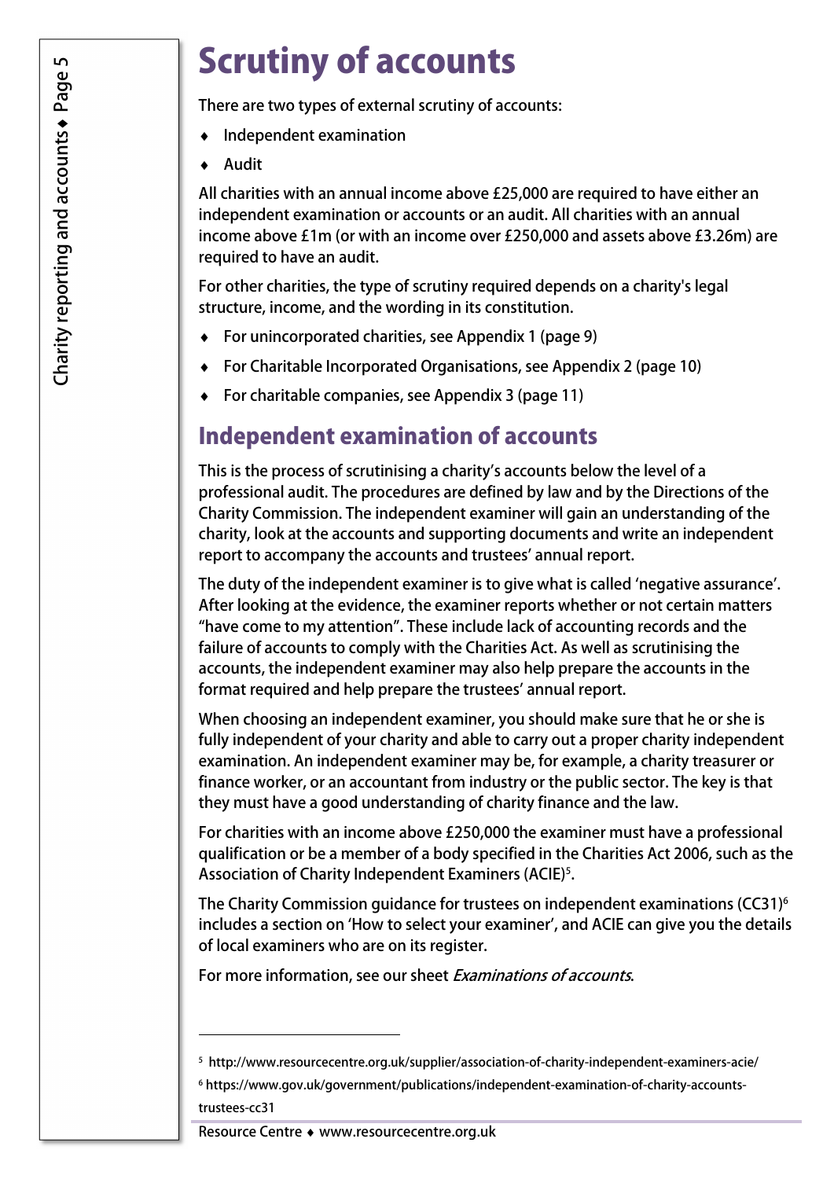# Scrutiny of accounts

There are two types of external scrutiny of accounts:

- Independent examination
- Audit

All charities with an annual income above £25,000 are required to have either an independent examination or accounts or an audit. All charities with an annual income above £1m (or with an income over £250,000 and assets above £3.26m) are required to have an audit.

For other charities, the type of scrutiny required depends on a charity's legal structure, income, and the wording in its constitution.

- For unincorporated charities, see Appendix 1 (page 9)
- For Charitable Incorporated Organisations, see Appendix 2 (page 10)
- For charitable companies, see Appendix 3 (page 11)

## Independent examination of accounts

This is the process of scrutinising a charity's accounts below the level of a professional audit. The procedures are defined by law and by the Directions of the Charity Commission. The independent examiner will gain an understanding of the charity, look at the accounts and supporting documents and write an independent report to accompany the accounts and trustees' annual report.

The duty of the independent examiner is to give what is called 'negative assurance'. After looking at the evidence, the examiner reports whether or not certain matters "have come to my attention". These include lack of accounting records and the failure of accounts to comply with the Charities Act. As well as scrutinising the accounts, the independent examiner may also help prepare the accounts in the format required and help prepare the trustees' annual report.

When choosing an independent examiner, you should make sure that he or she is fully independent of your charity and able to carry out a proper charity independent examination. An independent examiner may be, for example, a charity treasurer or finance worker, or an accountant from industry or the public sector. The key is that they must have a good understanding of charity finance and the law.

For charities with an income above £250,000 the examiner must have a professional qualification or be a member of a body specified in the Charities Act 2006, such as the Association of Charity Independent Examiners (ACIE)[5].

The Charity Commission guidance for trustees on independent examinations (CC31)[6] includes a section on 'How to select your examiner', and ACIE can give you the details of local examiners who are on its register.

For more information, see our sheet *Examinations of accounts*.

---

[5] http://www.resourcecentre.org.uk/supplier/association-of-charity-independent-examiners-acie/

[6] https://www.gov.uk/government/publications/independent-examination-of-charity-accounts-trustees-cc31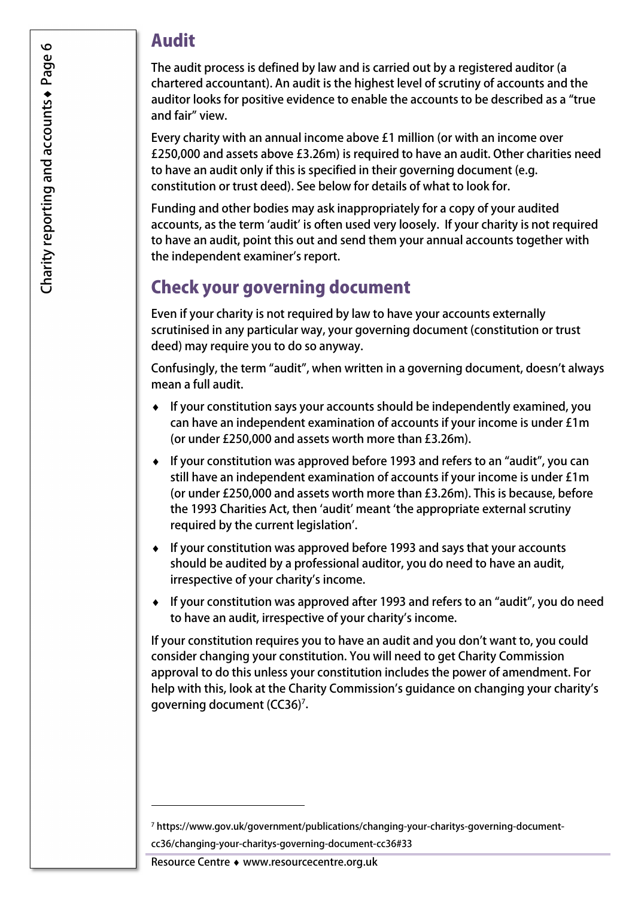## Audit

The audit process is defined by law and is carried out by a registered auditor (a chartered accountant). An audit is the highest level of scrutiny of accounts and the auditor looks for positive evidence to enable the accounts to be described as a "true and fair" view.

Every charity with an annual income above £1 million (or with an income over £250,000 and assets above £3.26m) is required to have an audit. Other charities need to have an audit only if this is specified in their governing document (e.g. constitution or trust deed). See below for details of what to look for.

Funding and other bodies may ask inappropriately for a copy of your audited accounts, as the term 'audit' is often used very loosely. If your charity is not required to have an audit, point this out and send them your annual accounts together with the independent examiner's report.

## Check your governing document

Even if your charity is not required by law to have your accounts externally scrutinised in any particular way, your governing document (constitution or trust deed) may require you to do so anyway.

Confusingly, the term "audit", when written in a governing document, doesn't always mean a full audit.

- If your constitution says your accounts should be independently examined, you can have an independent examination of accounts if your income is under £1m (or under £250,000 and assets worth more than £3.26m).
- If your constitution was approved before 1993 and refers to an "audit", you can still have an independent examination of accounts if your income is under £1m (or under £250,000 and assets worth more than £3.26m). This is because, before the 1993 Charities Act, then 'audit' meant 'the appropriate external scrutiny required by the current legislation'.
- If your constitution was approved before 1993 and says that your accounts should be audited by a professional auditor, you do need to have an audit, irrespective of your charity's income.
- If your constitution was approved after 1993 and refers to an "audit", you do need to have an audit, irrespective of your charity's income.

If your constitution requires you to have an audit and you don't want to, you could consider changing your constitution. You will need to get Charity Commission approval to do this unless your constitution includes the power of amendment. For help with this, look at the Charity Commission's guidance on changing your charity's governing document (CC36)[7].

---

[7] https://www.gov.uk/government/publications/changing-your-charitys-governing-document-cc36/changing-your-charitys-governing-document-cc36#33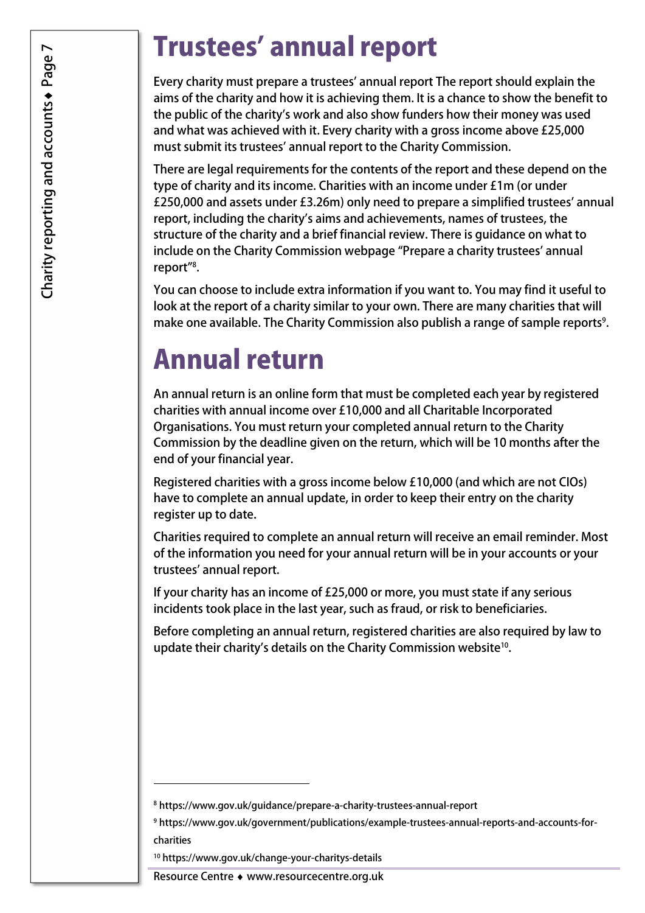# Trustees' annual report

Every charity must prepare a trustees' annual report The report should explain the aims of the charity and how it is achieving them. It is a chance to show the benefit to the public of the charity's work and also show funders how their money was used and what was achieved with it. Every charity with a gross income above £25,000 must submit its trustees' annual report to the Charity Commission.

There are legal requirements for the contents of the report and these depend on the type of charity and its income. Charities with an income under £1m (or under £250,000 and assets under £3.26m) only need to prepare a simplified trustees' annual report, including the charity's aims and achievements, names of trustees, the structure of the charity and a brief financial review. There is guidance on what to include on the Charity Commission webpage "Prepare a charity trustees' annual report"[8].

You can choose to include extra information if you want to. You may find it useful to look at the report of a charity similar to your own. There are many charities that will make one available. The Charity Commission also publish a range of sample reports[9].

# Annual return

An annual return is an online form that must be completed each year by registered charities with annual income over £10,000 and all Charitable Incorporated Organisations. You must return your completed annual return to the Charity Commission by the deadline given on the return, which will be 10 months after the end of your financial year.

Registered charities with a gross income below £10,000 (and which are not CIOs) have to complete an annual update, in order to keep their entry on the charity register up to date.

Charities required to complete an annual return will receive an email reminder. Most of the information you need for your annual return will be in your accounts or your trustees' annual report.

If your charity has an income of £25,000 or more, you must state if any serious incidents took place in the last year, such as fraud, or risk to beneficiaries.

Before completing an annual return, registered charities are also required by law to update their charity's details on the Charity Commission website[10].

---

[8] https://www.gov.uk/guidance/prepare-a-charity-trustees-annual-report

[9] https://www.gov.uk/government/publications/example-trustees-annual-reports-and-accounts-for-charities

[10] https://www.gov.uk/change-your-charitys-details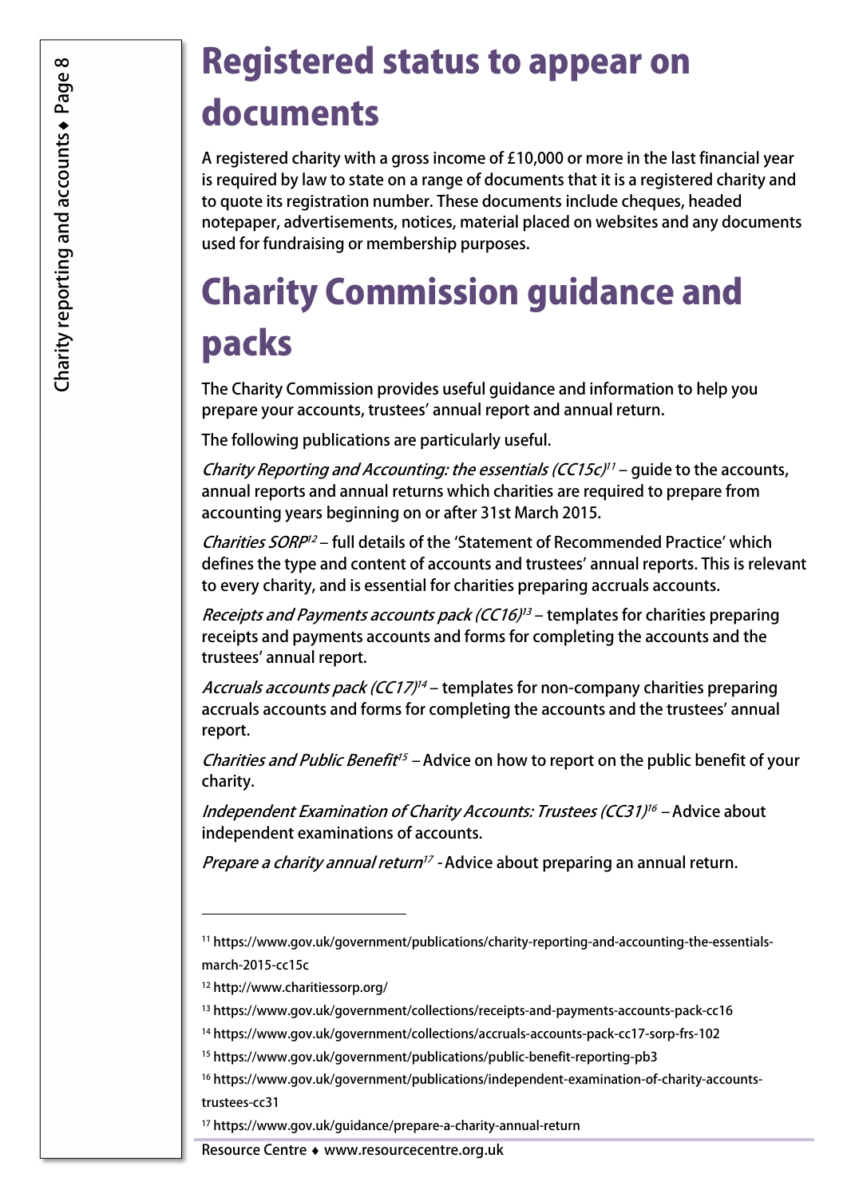# Registered status to appear on documents

A registered charity with a gross income of £10,000 or more in the last financial year is required by law to state on a range of documents that it is a registered charity and to quote its registration number. These documents include cheques, headed notepaper, advertisements, notices, material placed on websites and any documents used for fundraising or membership purposes.

# Charity Commission guidance and packs

The Charity Commission provides useful guidance and information to help you prepare your accounts, trustees' annual report and annual return.

The following publications are particularly useful.

*Charity Reporting and Accounting: the essentials (CC15c)*[11] – guide to the accounts, annual reports and annual returns which charities are required to prepare from accounting years beginning on or after 31st March 2015.

*Charities SORP*[12] – full details of the 'Statement of Recommended Practice' which defines the type and content of accounts and trustees' annual reports. This is relevant to every charity, and is essential for charities preparing accruals accounts.

*Receipts and Payments accounts pack (CC16)*[13] – templates for charities preparing receipts and payments accounts and forms for completing the accounts and the trustees' annual report.

*Accruals accounts pack (CC17)*[14] – templates for non-company charities preparing accruals accounts and forms for completing the accounts and the trustees' annual report.

*Charities and Public Benefit*[15] – Advice on how to report on the public benefit of your charity.

*Independent Examination of Charity Accounts: Trustees (CC31)*[16] – Advice about independent examinations of accounts.

*Prepare a charity annual return*[17] - Advice about preparing an annual return.

---

[11] https://www.gov.uk/government/publications/charity-reporting-and-accounting-the-essentials-march-2015-cc15c

[12] http://www.charitiessorp.org/

[13] https://www.gov.uk/government/collections/receipts-and-payments-accounts-pack-cc16

[14] https://www.gov.uk/government/collections/accruals-accounts-pack-cc17-sorp-frs-102

[15] https://www.gov.uk/government/publications/public-benefit-reporting-pb3

[16] https://www.gov.uk/government/publications/independent-examination-of-charity-accounts-trustees-cc31

[17] https://www.gov.uk/guidance/prepare-a-charity-annual-return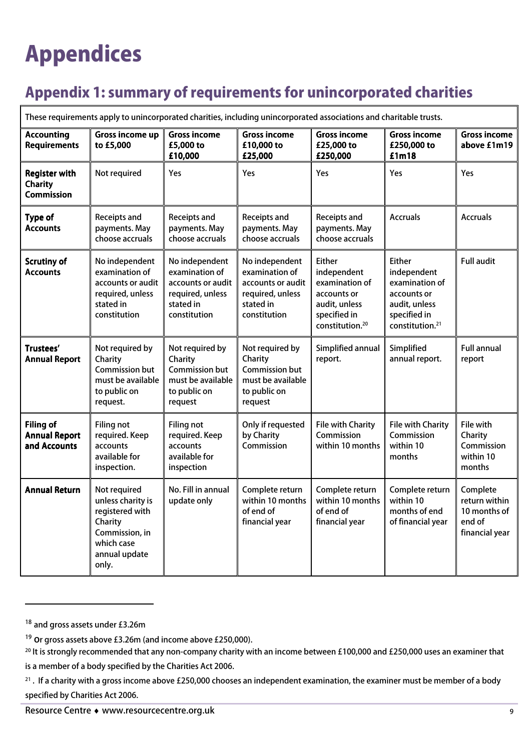# Appendices

## Appendix 1: summary of requirements for unincorporated charities

These requirements apply to unincorporated charities, including unincorporated associations and charitable trusts.

| Accounting Requirements | Gross income up to £5,000 | Gross income £5,000 to £10,000 | Gross income £10,000 to £25,000 | Gross income £25,000 to £250,000 | Gross income £250,000 to £1m[18] | Gross income above £1m[19] |
|---|---|---|---|---|---|---|
| **Register with Charity Commission** | Not required | Yes | Yes | Yes | Yes | Yes |
| **Type of Accounts** | Receipts and payments. May choose accruals | Receipts and payments. May choose accruals | Receipts and payments. May choose accruals | Receipts and payments. May choose accruals | Accruals | Accruals |
| **Scrutiny of Accounts** | No independent examination of accounts or audit required, unless stated in constitution | No independent examination of accounts or audit required, unless stated in constitution | No independent examination of accounts or audit required, unless stated in constitution | Either independent examination of accounts or audit, unless specified in constitution.[20] | Either independent examination of accounts or audit, unless specified in constitution.[21] | Full audit |
| **Trustees' Annual Report** | Not required by Charity Commission but must be available to public on request. | Not required by Charity Commission but must be available to public on request | Not required by Charity Commission but must be available to public on request | Simplified annual report. | Simplified annual report. | Full annual report |
| **Filing of Annual Report and Accounts** | Filing not required. Keep accounts available for inspection. | Filing not required. Keep accounts available for inspection | Only if requested by Charity Commission | File with Charity Commission within 10 months | File with Charity Commission within 10 months | File with Charity Commission within 10 months |
| **Annual Return** | Not required unless charity is registered with Charity Commission, in which case annual update only. | No. Fill in annual update only | Complete return within 10 months of end of financial year | Complete return within 10 months of end of financial year | Complete return within 10 months of end of financial year | Complete return within 10 months of end of financial year |

[18] and gross assets under £3.26m

[19] Or gross assets above £3.26m (and income above £250,000).

[20] It is strongly recommended that any non-company charity with an income between £100,000 and £250,000 uses an examiner that is a member of a body specified by the Charities Act 2006.

[21] . If a charity with a gross income above £250,000 chooses an independent examination, the examiner must be member of a body specified by Charities Act 2006.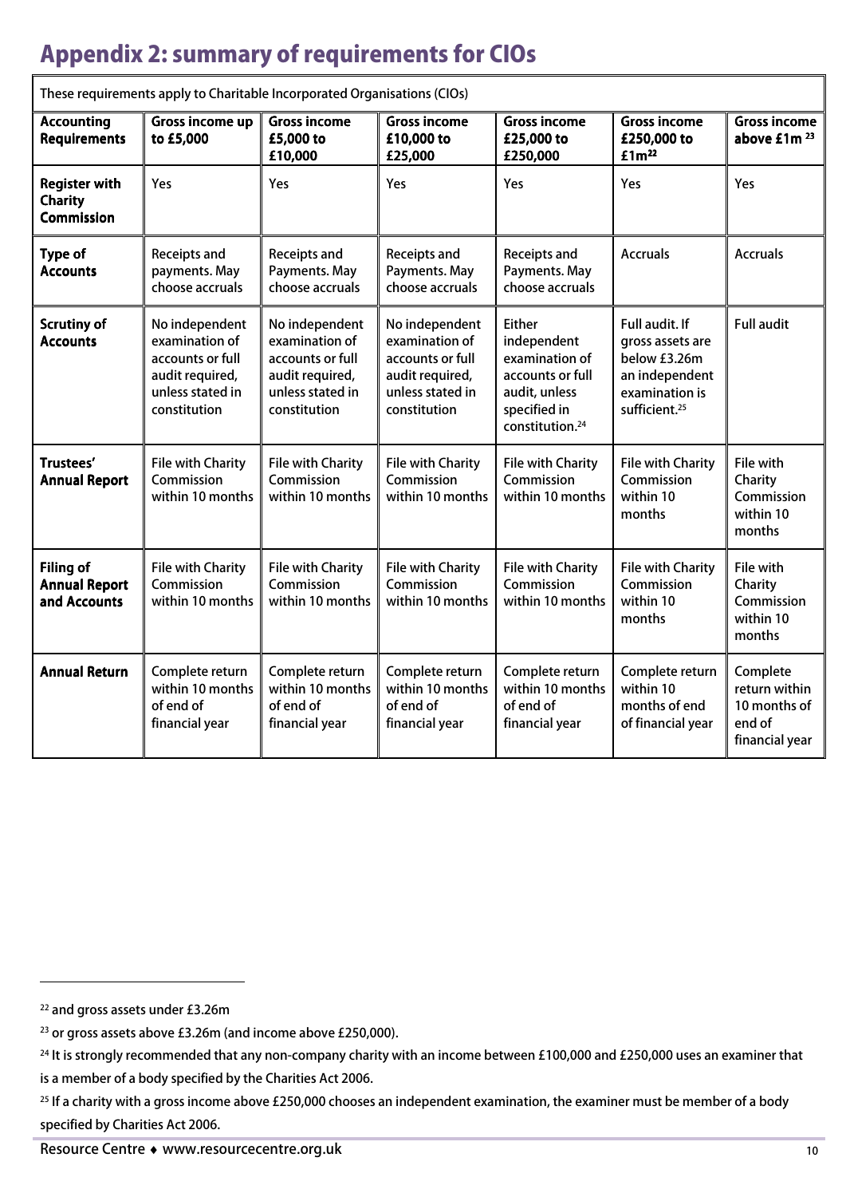# Appendix 2: summary of requirements for CIOs

| These requirements apply to Charitable Incorporated Organisations (CIOs) | | | | | | |
|---|---|---|---|---|---|---|
| **Accounting Requirements** | **Gross income up to £5,000** | **Gross income £5,000 to £10,000** | **Gross income £10,000 to £25,000** | **Gross income £25,000 to £250,000** | **Gross income £250,000 to £1m[22]** | **Gross income above £1m [23]** |
| **Register with Charity Commission** | Yes | Yes | Yes | Yes | Yes | Yes |
| **Type of Accounts** | Receipts and payments. May choose accruals | Receipts and Payments. May choose accruals | Receipts and Payments. May choose accruals | Receipts and Payments. May choose accruals | Accruals | Accruals |
| **Scrutiny of Accounts** | No independent examination of accounts or full audit required, unless stated in constitution | No independent examination of accounts or full audit required, unless stated in constitution | No independent examination of accounts or full audit required, unless stated in constitution | Either independent examination of accounts or full audit, unless specified in constitution.[24] | Full audit. If gross assets are below £3.26m an independent examination is sufficient.[25] | Full audit |
| **Trustees' Annual Report** | File with Charity Commission within 10 months | File with Charity Commission within 10 months | File with Charity Commission within 10 months | File with Charity Commission within 10 months | File with Charity Commission within 10 months | File with Charity Commission within 10 months |
| **Filing of Annual Report and Accounts** | File with Charity Commission within 10 months | File with Charity Commission within 10 months | File with Charity Commission within 10 months | File with Charity Commission within 10 months | File with Charity Commission within 10 months | File with Charity Commission within 10 months |
| **Annual Return** | Complete return within 10 months of end of financial year | Complete return within 10 months of end of financial year | Complete return within 10 months of end of financial year | Complete return within 10 months of end of financial year | Complete return within 10 months of end of financial year | Complete return within 10 months of end of financial year |

[22] and gross assets under £3.26m

[23] or gross assets above £3.26m (and income above £250,000).

[24] It is strongly recommended that any non-company charity with an income between £100,000 and £250,000 uses an examiner that is a member of a body specified by the Charities Act 2006.

[25] If a charity with a gross income above £250,000 chooses an independent examination, the examiner must be member of a body specified by Charities Act 2006.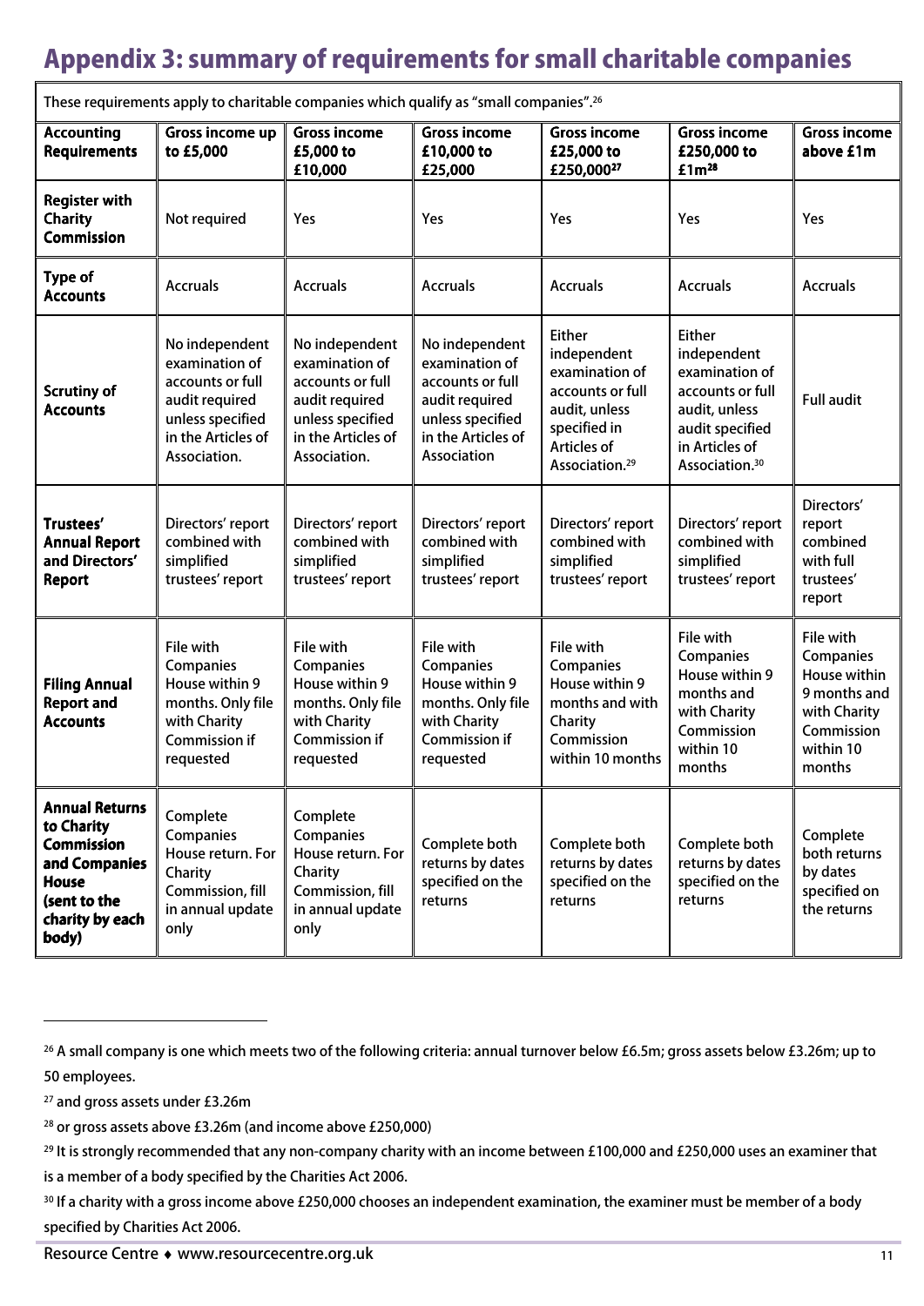# Appendix 3: summary of requirements for small charitable companies

These requirements apply to charitable companies which qualify as "small companies".[26]

| Accounting Requirements | Gross income up to £5,000 | Gross income £5,000 to £10,000 | Gross income £10,000 to £25,000 | Gross income £25,000 to £250,000[27] | Gross income £250,000 to £1m[28] | Gross income above £1m |
|---|---|---|---|---|---|---|
| **Register with Charity Commission** | Not required | Yes | Yes | Yes | Yes | Yes |
| **Type of Accounts** | Accruals | Accruals | Accruals | Accruals | Accruals | Accruals |
| **Scrutiny of Accounts** | No independent examination of accounts or full audit required unless specified in the Articles of Association. | No independent examination of accounts or full audit required unless specified in the Articles of Association. | No independent examination of accounts or full audit required unless specified in the Articles of Association | Either independent examination of accounts or full audit, unless specified in Articles of Association.[29] | Either independent examination of accounts or full audit, unless audit specified in Articles of Association.[30] | Full audit |
| **Trustees' Annual Report and Directors' Report** | Directors' report combined with simplified trustees' report | Directors' report combined with simplified trustees' report | Directors' report combined with simplified trustees' report | Directors' report combined with simplified trustees' report | Directors' report combined with simplified trustees' report | Directors' report combined with full trustees' report |
| **Filing Annual Report and Accounts** | File with Companies House within 9 months. Only file with Charity Commission if requested | File with Companies House within 9 months. Only file with Charity Commission if requested | File with Companies House within 9 months. Only file with Charity Commission if requested | File with Companies House within 9 months and with Charity Commission within 10 months | File with Companies House within 9 months and with Charity Commission within 10 months | File with Companies House within 9 months and with Charity Commission within 10 months |
| **Annual Returns to Charity Commission and Companies House (sent to the charity by each body)** | Complete Companies House return. For Charity Commission, fill in annual update only | Complete Companies House return. For Charity Commission, fill in annual update only | Complete both returns by dates specified on the returns | Complete both returns by dates specified on the returns | Complete both returns by dates specified on the returns | Complete both returns by dates specified on the returns |

---

[26] A small company is one which meets two of the following criteria: annual turnover below £6.5m; gross assets below £3.26m; up to 50 employees.

[27] and gross assets under £3.26m

[28] or gross assets above £3.26m (and income above £250,000)

[29] It is strongly recommended that any non-company charity with an income between £100,000 and £250,000 uses an examiner that is a member of a body specified by the Charities Act 2006.

[30] If a charity with a gross income above £250,000 chooses an independent examination, the examiner must be member of a body specified by Charities Act 2006.